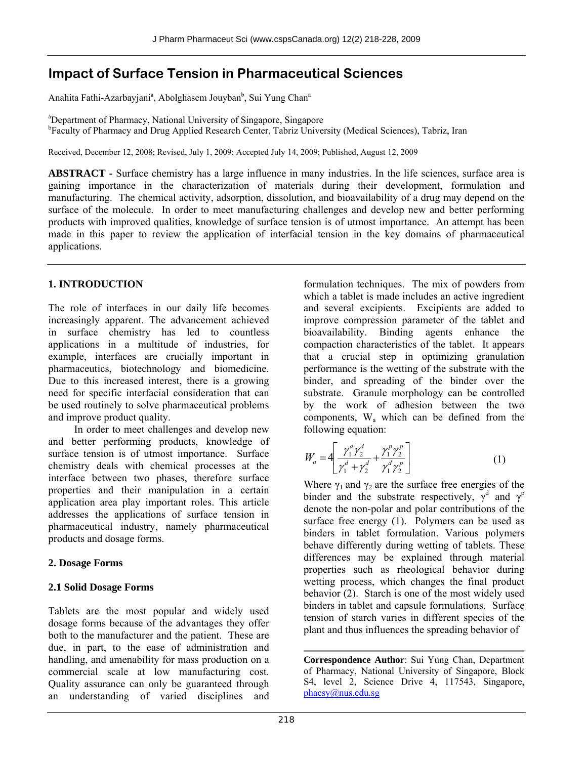# Impact of Surface Tension in Pharmaceutical Sciences

Anahita Fathi-Azarbayjani[a], Abolghasem Jouyban[b], Sui Yung Chan[a]

[a]Department of Pharmacy, National University of Singapore, Singapore
[b]Faculty of Pharmacy and Drug Applied Research Center, Tabriz University (Medical Sciences), Tabriz, Iran

Received, December 12, 2008; Revised, July 1, 2009; Accepted July 14, 2009; Published, August 12, 2009

**ABSTRACT -** Surface chemistry has a large influence in many industries. In the life sciences, surface area is gaining importance in the characterization of materials during their development, formulation and manufacturing. The chemical activity, adsorption, dissolution, and bioavailability of a drug may depend on the surface of the molecule. In order to meet manufacturing challenges and develop new and better performing products with improved qualities, knowledge of surface tension is of utmost importance. An attempt has been made in this paper to review the application of interfacial tension in the key domains of pharmaceutical applications.

## 1. INTRODUCTION

The role of interfaces in our daily life becomes increasingly apparent. The advancement achieved in surface chemistry has led to countless applications in a multitude of industries, for example, interfaces are crucially important in pharmaceutics, biotechnology and biomedicine. Due to this increased interest, there is a growing need for specific interfacial consideration that can be used routinely to solve pharmaceutical problems and improve product quality.

In order to meet challenges and develop new and better performing products, knowledge of surface tension is of utmost importance. Surface chemistry deals with chemical processes at the interface between two phases, therefore surface properties and their manipulation in a certain application area play important roles. This article addresses the applications of surface tension in pharmaceutical industry, namely pharmaceutical products and dosage forms.

## 2. Dosage Forms

### 2.1 Solid Dosage Forms

Tablets are the most popular and widely used dosage forms because of the advantages they offer both to the manufacturer and the patient. These are due, in part, to the ease of administration and handling, and amenability for mass production on a commercial scale at low manufacturing cost. Quality assurance can only be guaranteed through an understanding of varied disciplines and formulation techniques. The mix of powders from which a tablet is made includes an active ingredient and several excipients. Excipients are added to improve compression parameter of the tablet and bioavailability. Binding agents enhance the compaction characteristics of the tablet. It appears that a crucial step in optimizing granulation performance is the wetting of the substrate with the binder, and spreading of the binder over the substrate. Granule morphology can be controlled by the work of adhesion between the two components, $W_a$ which can be defined from the following equation:

$$W_a = 4\left[\frac{\gamma_1^d \gamma_2^d}{\gamma_1^d + \gamma_2^d} + \frac{\gamma_1^p \gamma_2^p}{\gamma_1^d \gamma_2^p}\right] \qquad (1)$$

Where $\gamma_1$ and $\gamma_2$ are the surface free energies of the binder and the substrate respectively, $\gamma^d$ and $\gamma^p$ denote the non-polar and polar contributions of the surface free energy (1). Polymers can be used as binders in tablet formulation. Various polymers behave differently during wetting of tablets. These differences may be explained through material properties such as rheological behavior during wetting process, which changes the final product behavior (2). Starch is one of the most widely used binders in tablet and capsule formulations. Surface tension of starch varies in different species of the plant and thus influences the spreading behavior of

**Correspondence Author**: Sui Yung Chan, Department of Pharmacy, National University of Singapore, Block S4, level 2, Science Drive 4, 117543, Singapore, phacsy@nus.edu.sg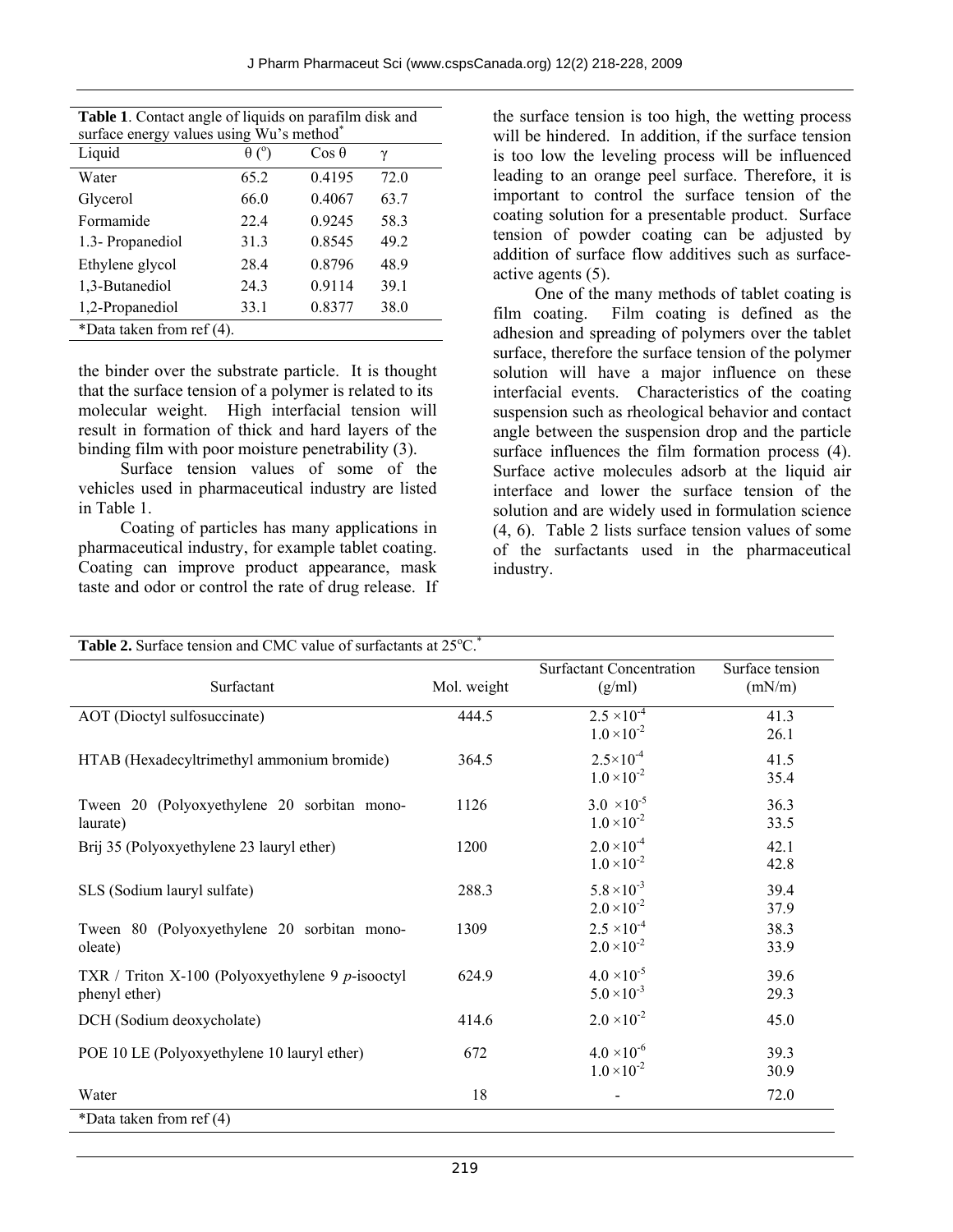**Table 1**. Contact angle of liquids on parafilm disk and surface energy values using Wu's method*

| Liquid | θ (°) | Cos θ | γ |
|---|---|---|---|
| Water | 65.2 | 0.4195 | 72.0 |
| Glycerol | 66.0 | 0.4067 | 63.7 |
| Formamide | 22.4 | 0.9245 | 58.3 |
| 1.3- Propanediol | 31.3 | 0.8545 | 49.2 |
| Ethylene glycol | 28.4 | 0.8796 | 48.9 |
| 1,3-Butanediol | 24.3 | 0.9114 | 39.1 |
| 1,2-Propanediol | 33.1 | 0.8377 | 38.0 |

*Data taken from ref (4).

the binder over the substrate particle. It is thought that the surface tension of a polymer is related to its molecular weight. High interfacial tension will result in formation of thick and hard layers of the binding film with poor moisture penetrability (3).

Surface tension values of some of the vehicles used in pharmaceutical industry are listed in Table 1.

Coating of particles has many applications in pharmaceutical industry, for example tablet coating. Coating can improve product appearance, mask taste and odor or control the rate of drug release. If the surface tension is too high, the wetting process will be hindered. In addition, if the surface tension is too low the leveling process will be influenced leading to an orange peel surface. Therefore, it is important to control the surface tension of the coating solution for a presentable product. Surface tension of powder coating can be adjusted by addition of surface flow additives such as surface-active agents (5).

One of the many methods of tablet coating is film coating. Film coating is defined as the adhesion and spreading of polymers over the tablet surface, therefore the surface tension of the polymer solution will have a major influence on these interfacial events. Characteristics of the coating suspension such as rheological behavior and contact angle between the suspension drop and the particle surface influences the film formation process (4). Surface active molecules adsorb at the liquid air interface and lower the surface tension of the solution and are widely used in formulation science (4, 6). Table 2 lists surface tension values of some of the surfactants used in the pharmaceutical industry.

**Table 2.** Surface tension and CMC value of surfactants at 25°C.*

| Surfactant | Mol. weight | Surfactant Concentration (g/ml) | Surface tension (mN/m) |
|---|---|---|---|
| AOT (Dioctyl sulfosuccinate) | 444.5 | $2.5 \times 10^{-4}$<br>$1.0 \times 10^{-2}$ | 41.3<br>26.1 |
| HTAB (Hexadecyltrimethyl ammonium bromide) | 364.5 | $2.5 \times 10^{-4}$<br>$1.0 \times 10^{-2}$ | 41.5<br>35.4 |
| Tween 20 (Polyoxyethylene 20 sorbitan mono-laurate) | 1126 | $3.0 \times 10^{-5}$<br>$1.0 \times 10^{-2}$ | 36.3<br>33.5 |
| Brij 35 (Polyoxyethylene 23 lauryl ether) | 1200 | $2.0 \times 10^{-4}$<br>$1.0 \times 10^{-2}$ | 42.1<br>42.8 |
| SLS (Sodium lauryl sulfate) | 288.3 | $5.8 \times 10^{-3}$<br>$2.0 \times 10^{-2}$ | 39.4<br>37.9 |
| Tween 80 (Polyoxyethylene 20 sorbitan mono-oleate) | 1309 | $2.5 \times 10^{-4}$<br>$2.0 \times 10^{-2}$ | 38.3<br>33.9 |
| TXR / Triton X-100 (Polyoxyethylene 9 *p*-isooctyl phenyl ether) | 624.9 | $4.0 \times 10^{-5}$<br>$5.0 \times 10^{-3}$ | 39.6<br>29.3 |
| DCH (Sodium deoxycholate) | 414.6 | $2.0 \times 10^{-2}$ | 45.0 |
| POE 10 LE (Polyoxyethylene 10 lauryl ether) | 672 | $4.0 \times 10^{-6}$<br>$1.0 \times 10^{-2}$ | 39.3<br>30.9 |
| Water | 18 | - | 72.0 |

*Data taken from ref (4)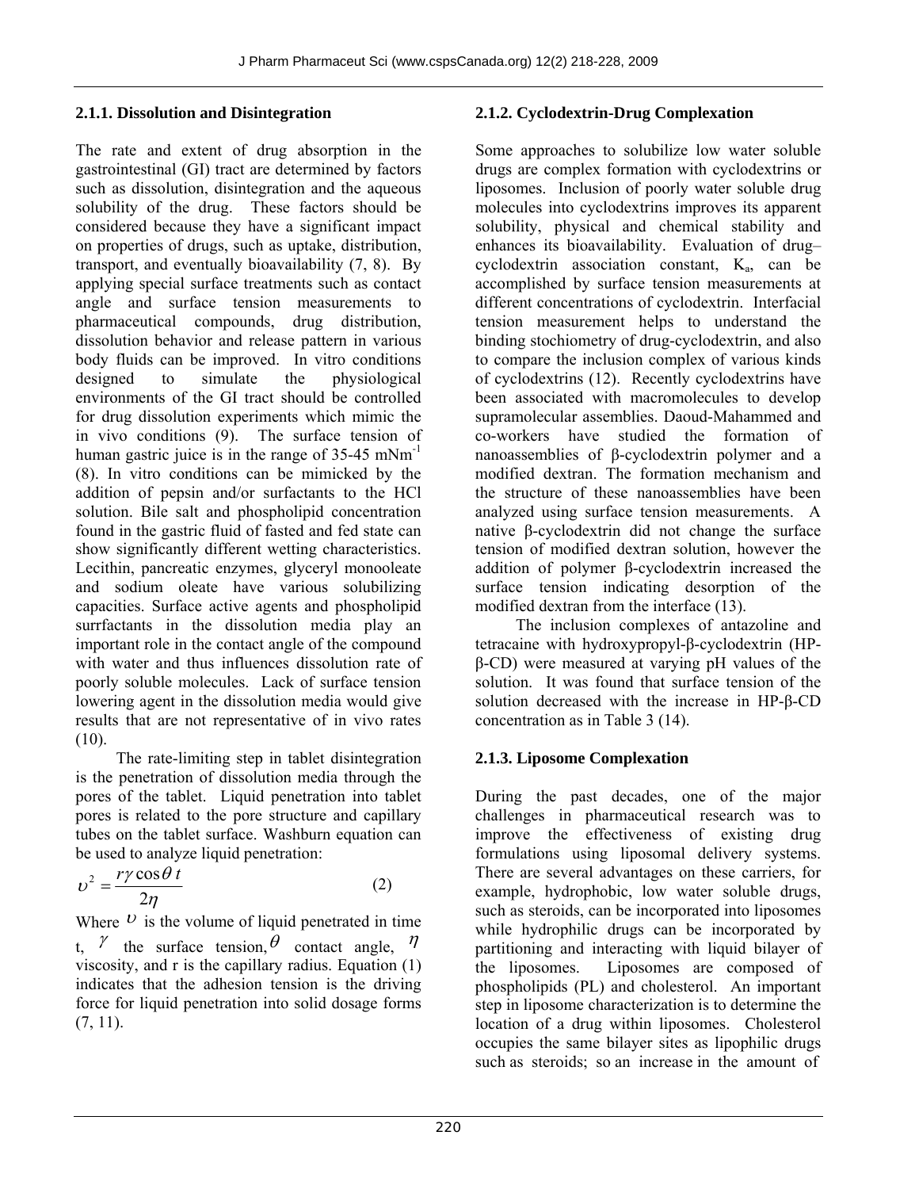### 2.1.1. Dissolution and Disintegration

The rate and extent of drug absorption in the gastrointestinal (GI) tract are determined by factors such as dissolution, disintegration and the aqueous solubility of the drug. These factors should be considered because they have a significant impact on properties of drugs, such as uptake, distribution, transport, and eventually bioavailability (7, 8). By applying special surface treatments such as contact angle and surface tension measurements to pharmaceutical compounds, drug distribution, dissolution behavior and release pattern in various body fluids can be improved. In vitro conditions designed to simulate the physiological environments of the GI tract should be controlled for drug dissolution experiments which mimic the in vivo conditions (9). The surface tension of human gastric juice is in the range of 35-45 mNm$^{-1}$ (8). In vitro conditions can be mimicked by the addition of pepsin and/or surfactants to the HCl solution. Bile salt and phospholipid concentration found in the gastric fluid of fasted and fed state can show significantly different wetting characteristics. Lecithin, pancreatic enzymes, glyceryl monooleate and sodium oleate have various solubilizing capacities. Surface active agents and phospholipid surrfactants in the dissolution media play an important role in the contact angle of the compound with water and thus influences dissolution rate of poorly soluble molecules. Lack of surface tension lowering agent in the dissolution media would give results that are not representative of in vivo rates (10).

The rate-limiting step in tablet disintegration is the penetration of dissolution media through the pores of the tablet. Liquid penetration into tablet pores is related to the pore structure and capillary tubes on the tablet surface. Washburn equation can be used to analyze liquid penetration:

$$\upsilon^2 = \frac{r\gamma \cos\theta \, t}{2\eta} \qquad (2)$$

Where $\upsilon$ is the volume of liquid penetrated in time t, $\gamma$ the surface tension, $\theta$ contact angle, $\eta$ viscosity, and r is the capillary radius. Equation (1) indicates that the adhesion tension is the driving force for liquid penetration into solid dosage forms (7, 11).

### 2.1.2. Cyclodextrin-Drug Complexation

Some approaches to solubilize low water soluble drugs are complex formation with cyclodextrins or liposomes. Inclusion of poorly water soluble drug molecules into cyclodextrins improves its apparent solubility, physical and chemical stability and enhances its bioavailability. Evaluation of drug–cyclodextrin association constant, $K_a$, can be accomplished by surface tension measurements at different concentrations of cyclodextrin. Interfacial tension measurement helps to understand the binding stochiometry of drug-cyclodextrin, and also to compare the inclusion complex of various kinds of cyclodextrins (12). Recently cyclodextrins have been associated with macromolecules to develop supramolecular assemblies. Daoud-Mahammed and co-workers have studied the formation of nanoassemblies of β-cyclodextrin polymer and a modified dextran. The formation mechanism and the structure of these nanoassemblies have been analyzed using surface tension measurements. A native β-cyclodextrin did not change the surface tension of modified dextran solution, however the addition of polymer β-cyclodextrin increased the surface tension indicating desorption of the modified dextran from the interface (13).

The inclusion complexes of antazoline and tetracaine with hydroxypropyl-β-cyclodextrin (HP-β-CD) were measured at varying pH values of the solution. It was found that surface tension of the solution decreased with the increase in HP-β-CD concentration as in Table 3 (14).

### 2.1.3. Liposome Complexation

During the past decades, one of the major challenges in pharmaceutical research was to improve the effectiveness of existing drug formulations using liposomal delivery systems. There are several advantages on these carriers, for example, hydrophobic, low water soluble drugs, such as steroids, can be incorporated into liposomes while hydrophilic drugs can be incorporated by partitioning and interacting with liquid bilayer of the liposomes. Liposomes are composed of phospholipids (PL) and cholesterol. An important step in liposome characterization is to determine the location of a drug within liposomes. Cholesterol occupies the same bilayer sites as lipophilic drugs such as steroids; so an increase in the amount of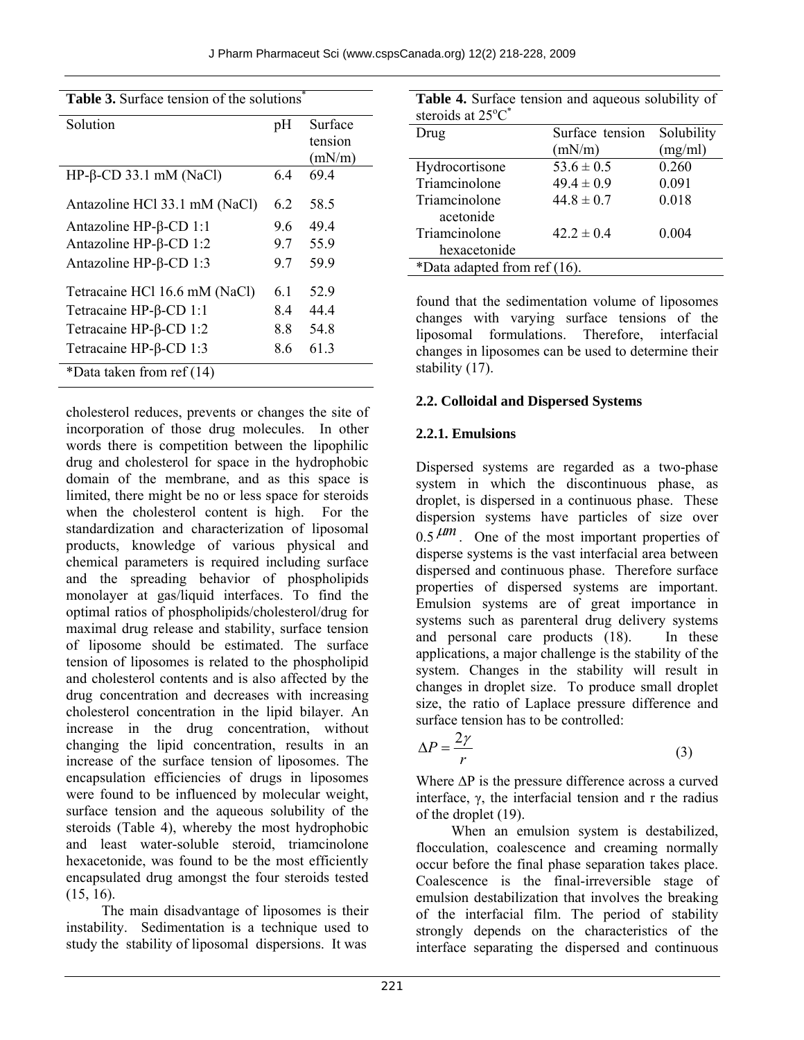**Table 3.** Surface tension of the solutions*

| Solution | pH | Surface tension (mN/m) |
|---|---|---|
| HP-β-CD 33.1 mM (NaCl) | 6.4 | 69.4 |
| Antazoline HCl 33.1 mM (NaCl) | 6.2 | 58.5 |
| Antazoline HP-β-CD 1:1 | 9.6 | 49.4 |
| Antazoline HP-β-CD 1:2 | 9.7 | 55.9 |
| Antazoline HP-β-CD 1:3 | 9.7 | 59.9 |
| Tetracaine HCl 16.6 mM (NaCl) | 6.1 | 52.9 |
| Tetracaine HP-β-CD 1:1 | 8.4 | 44.4 |
| Tetracaine HP-β-CD 1:2 | 8.8 | 54.8 |
| Tetracaine HP-β-CD 1:3 | 8.6 | 61.3 |

*Data taken from ref (14)

cholesterol reduces, prevents or changes the site of incorporation of those drug molecules. In other words there is competition between the lipophilic drug and cholesterol for space in the hydrophobic domain of the membrane, and as this space is limited, there might be no or less space for steroids when the cholesterol content is high. For the standardization and characterization of liposomal products, knowledge of various physical and chemical parameters is required including surface and the spreading behavior of phospholipids monolayer at gas/liquid interfaces. To find the optimal ratios of phospholipids/cholesterol/drug for maximal drug release and stability, surface tension of liposome should be estimated. The surface tension of liposomes is related to the phospholipid and cholesterol contents and is also affected by the drug concentration and decreases with increasing cholesterol concentration in the lipid bilayer. An increase in the drug concentration, without changing the lipid concentration, results in an increase of the surface tension of liposomes. The encapsulation efficiencies of drugs in liposomes were found to be influenced by molecular weight, surface tension and the aqueous solubility of the steroids (Table 4), whereby the most hydrophobic and least water-soluble steroid, triamcinolone hexacetonide, was found to be the most efficiently encapsulated drug amongst the four steroids tested (15, 16).

The main disadvantage of liposomes is their instability. Sedimentation is a technique used to study the stability of liposomal dispersions. It was

**Table 4.** Surface tension and aqueous solubility of steroids at 25°C*

| Drug | Surface tension (mN/m) | Solubility (mg/ml) |
|---|---|---|
| Hydrocortisone | 53.6 ± 0.5 | 0.260 |
| Triamcinolone | 49.4 ± 0.9 | 0.091 |
| Triamcinolone acetonide | 44.8 ± 0.7 | 0.018 |
| Triamcinolone hexacetonide | 42.2 ± 0.4 | 0.004 |

*Data adapted from ref (16).

found that the sedimentation volume of liposomes changes with varying surface tensions of the liposomal formulations. Therefore, interfacial changes in liposomes can be used to determine their stability (17).

### 2.2. Colloidal and Dispersed Systems

#### 2.2.1. Emulsions

Dispersed systems are regarded as a two-phase system in which the discontinuous phase, as droplet, is dispersed in a continuous phase. These dispersion systems have particles of size over $0.5\,\mu m$. One of the most important properties of disperse systems is the vast interfacial area between dispersed and continuous phase. Therefore surface properties of dispersed systems are important. Emulsion systems are of great importance in systems such as parenteral drug delivery systems and personal care products (18). In these applications, a major challenge is the stability of the system. Changes in the stability will result in changes in droplet size. To produce small droplet size, the ratio of Laplace pressure difference and surface tension has to be controlled:

$$\Delta P = \frac{2\gamma}{r} \qquad (3)$$

Where ΔP is the pressure difference across a curved interface, γ, the interfacial tension and r the radius of the droplet (19).

When an emulsion system is destabilized, flocculation, coalescence and creaming normally occur before the final phase separation takes place. Coalescence is the final-irreversible stage of emulsion destabilization that involves the breaking of the interfacial film. The period of stability strongly depends on the characteristics of the interface separating the dispersed and continuous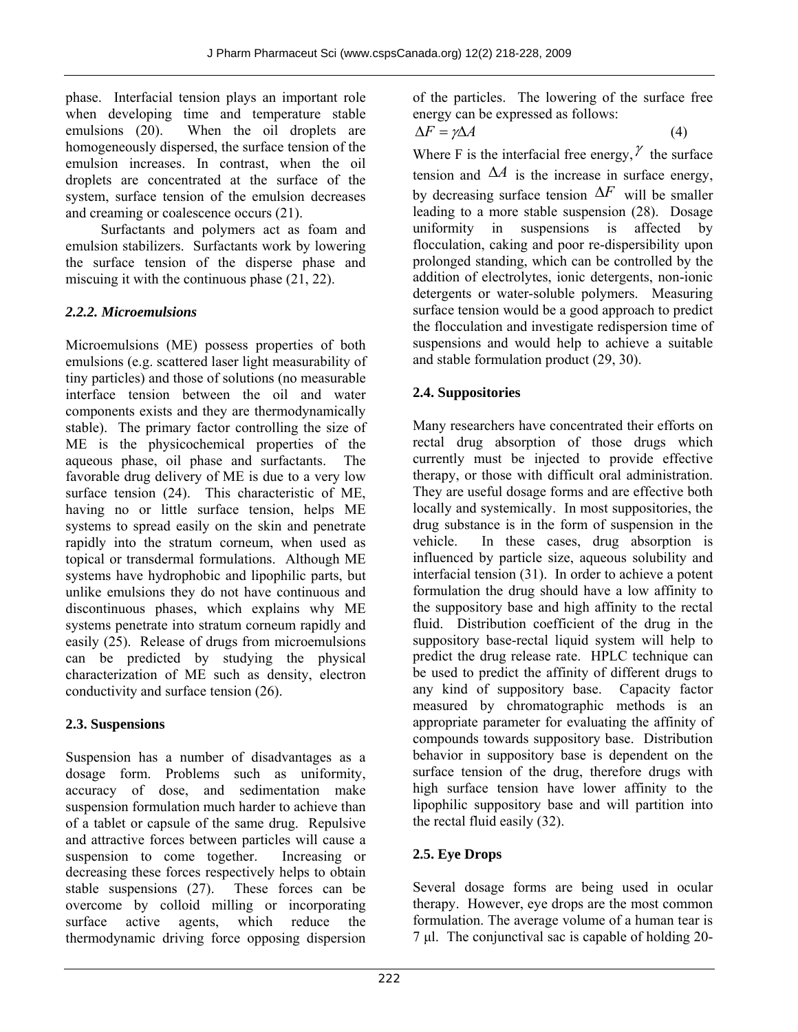phase. Interfacial tension plays an important role when developing time and temperature stable emulsions (20). When the oil droplets are homogeneously dispersed, the surface tension of the emulsion increases. In contrast, when the oil droplets are concentrated at the surface of the system, surface tension of the emulsion decreases and creaming or coalescence occurs (21).

Surfactants and polymers act as foam and emulsion stabilizers. Surfactants work by lowering the surface tension of the disperse phase and miscuing it with the continuous phase (21, 22).

### *2.2.2. Microemulsions*

Microemulsions (ME) possess properties of both emulsions (e.g. scattered laser light measurability of tiny particles) and those of solutions (no measurable interface tension between the oil and water components exists and they are thermodynamically stable). The primary factor controlling the size of ME is the physicochemical properties of the aqueous phase, oil phase and surfactants. The favorable drug delivery of ME is due to a very low surface tension (24). This characteristic of ME, having no or little surface tension, helps ME systems to spread easily on the skin and penetrate rapidly into the stratum corneum, when used as topical or transdermal formulations. Although ME systems have hydrophobic and lipophilic parts, but unlike emulsions they do not have continuous and discontinuous phases, which explains why ME systems penetrate into stratum corneum rapidly and easily (25). Release of drugs from microemulsions can be predicted by studying the physical characterization of ME such as density, electron conductivity and surface tension (26).

### 2.3. Suspensions

Suspension has a number of disadvantages as a dosage form. Problems such as uniformity, accuracy of dose, and sedimentation make suspension formulation much harder to achieve than of a tablet or capsule of the same drug. Repulsive and attractive forces between particles will cause a suspension to come together. Increasing or decreasing these forces respectively helps to obtain stable suspensions (27). These forces can be overcome by colloid milling or incorporating surface active agents, which reduce the thermodynamic driving force opposing dispersion of the particles. The lowering of the surface free energy can be expressed as follows:

$$\Delta F = \gamma \Delta A \tag{4}$$

Where F is the interfacial free energy, $\gamma$ the surface tension and $\Delta A$ is the increase in surface energy, by decreasing surface tension $\Delta F$ will be smaller leading to a more stable suspension (28). Dosage uniformity in suspensions is affected by flocculation, caking and poor re-dispersibility upon prolonged standing, which can be controlled by the addition of electrolytes, ionic detergents, non-ionic detergents or water-soluble polymers. Measuring surface tension would be a good approach to predict the flocculation and investigate redispersion time of suspensions and would help to achieve a suitable and stable formulation product (29, 30).

### 2.4. Suppositories

Many researchers have concentrated their efforts on rectal drug absorption of those drugs which currently must be injected to provide effective therapy, or those with difficult oral administration. They are useful dosage forms and are effective both locally and systemically. In most suppositories, the drug substance is in the form of suspension in the vehicle. In these cases, drug absorption is influenced by particle size, aqueous solubility and interfacial tension (31). In order to achieve a potent formulation the drug should have a low affinity to the suppository base and high affinity to the rectal fluid. Distribution coefficient of the drug in the suppository base-rectal liquid system will help to predict the drug release rate. HPLC technique can be used to predict the affinity of different drugs to any kind of suppository base. Capacity factor measured by chromatographic methods is an appropriate parameter for evaluating the affinity of compounds towards suppository base. Distribution behavior in suppository base is dependent on the surface tension of the drug, therefore drugs with high surface tension have lower affinity to the lipophilic suppository base and will partition into the rectal fluid easily (32).

### 2.5. Eye Drops

Several dosage forms are being used in ocular therapy. However, eye drops are the most common formulation. The average volume of a human tear is 7 μl. The conjunctival sac is capable of holding 20-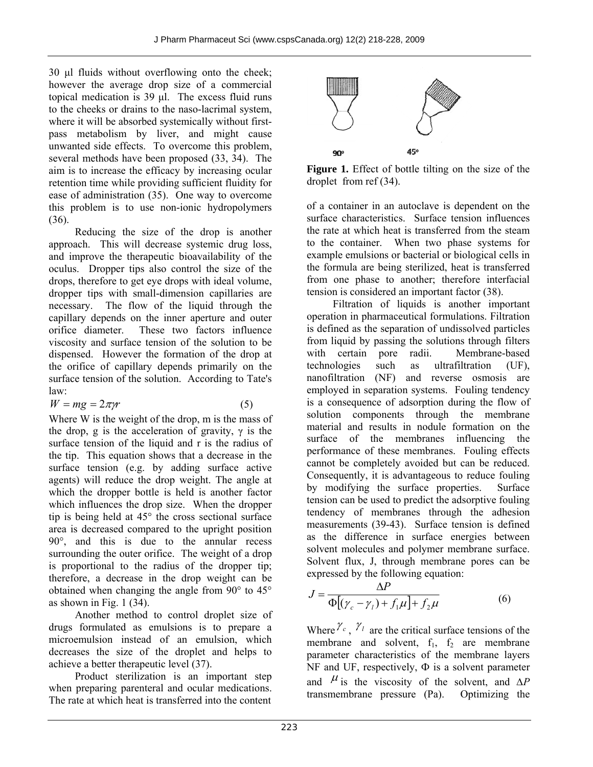30 μl fluids without overflowing onto the cheek; however the average drop size of a commercial topical medication is 39 μl. The excess fluid runs to the cheeks or drains to the naso-lacrimal system, where it will be absorbed systemically without first-pass metabolism by liver, and might cause unwanted side effects. To overcome this problem, several methods have been proposed (33, 34). The aim is to increase the efficacy by increasing ocular retention time while providing sufficient fluidity for ease of administration (35). One way to overcome this problem is to use non-ionic hydropolymers (36).

Reducing the size of the drop is another approach. This will decrease systemic drug loss, and improve the therapeutic bioavailability of the oculus. Dropper tips also control the size of the drops, therefore to get eye drops with ideal volume, dropper tips with small-dimension capillaries are necessary. The flow of the liquid through the capillary depends on the inner aperture and outer orifice diameter. These two factors influence viscosity and surface tension of the solution to be dispensed. However the formation of the drop at the orifice of capillary depends primarily on the surface tension of the solution. According to Tate's law:

$$W = mg = 2\pi\gamma r \tag{5}$$

Where W is the weight of the drop, m is the mass of the drop, g is the acceleration of gravity, $\gamma$ is the surface tension of the liquid and r is the radius of the tip. This equation shows that a decrease in the surface tension (e.g. by adding surface active agents) will reduce the drop weight. The angle at which the dropper bottle is held is another factor which influences the drop size. When the dropper tip is being held at 45° the cross sectional surface area is decreased compared to the upright position 90°, and this is due to the annular recess surrounding the outer orifice. The weight of a drop is proportional to the radius of the dropper tip; therefore, a decrease in the drop weight can be obtained when changing the angle from 90° to 45° as shown in Fig. 1 (34).

Another method to control droplet size of drugs formulated as emulsions is to prepare a microemulsion instead of an emulsion, which decreases the size of the droplet and helps to achieve a better therapeutic level (37).

Product sterilization is an important step when preparing parenteral and ocular medications. The rate at which heat is transferred into the content of a container in an autoclave is dependent on the surface characteristics. Surface tension influences the rate at which heat is transferred from the steam to the container. When two phase systems for example emulsions or bacterial or biological cells in the formula are being sterilized, heat is transferred from one phase to another; therefore interfacial tension is considered an important factor (38).

90°

45°

**Figure 1.** Effect of bottle tilting on the size of the droplet from ref (34).

Filtration of liquids is another important operation in pharmaceutical formulations. Filtration is defined as the separation of undissolved particles from liquid by passing the solutions through filters with certain pore radii. Membrane-based technologies such as ultrafiltration (UF), nanofiltration (NF) and reverse osmosis are employed in separation systems. Fouling tendency is a consequence of adsorption during the flow of solution components through the membrane material and results in nodule formation on the surface of the membranes influencing the performance of these membranes. Fouling effects cannot be completely avoided but can be reduced. Consequently, it is advantageous to reduce fouling by modifying the surface properties. Surface tension can be used to predict the adsorptive fouling tendency of membranes through the adhesion measurements (39-43). Surface tension is defined as the difference in surface energies between solvent molecules and polymer membrane surface. Solvent flux, J, through membrane pores can be expressed by the following equation:

$$J = \frac{\Delta P}{\Phi\left[(\gamma_c - \gamma_l) + f_1\mu\right] + f_2\mu} \tag{6}$$

Where $\gamma_c$, $\gamma_l$ are the critical surface tensions of the membrane and solvent, $f_1$, $f_2$ are membrane parameter characteristics of the membrane layers NF and UF, respectively, $\Phi$ is a solvent parameter and $\mu$ is the viscosity of the solvent, and $\Delta P$ transmembrane pressure (Pa). Optimizing the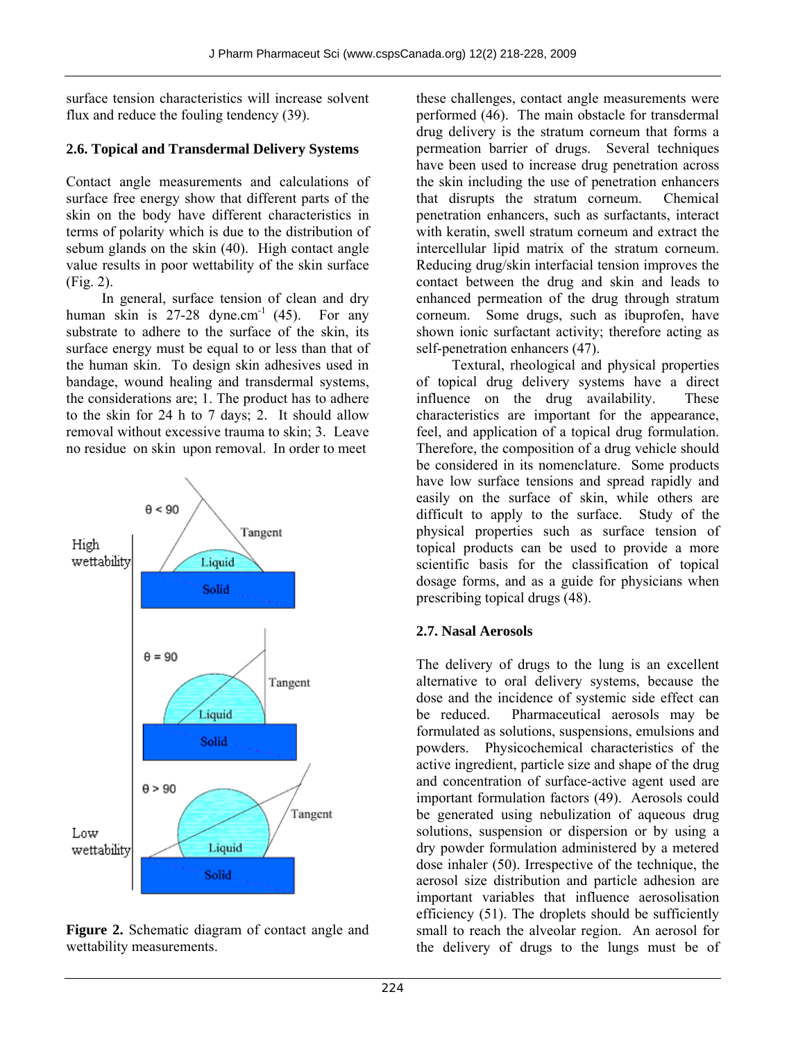surface tension characteristics will increase solvent flux and reduce the fouling tendency (39).

### 2.6. Topical and Transdermal Delivery Systems

Contact angle measurements and calculations of surface free energy show that different parts of the skin on the body have different characteristics in terms of polarity which is due to the distribution of sebum glands on the skin (40). High contact angle value results in poor wettability of the skin surface (Fig. 2).

In general, surface tension of clean and dry human skin is 27-28 dyne.cm$^{-1}$ (45). For any substrate to adhere to the surface of the skin, its surface energy must be equal to or less than that of the human skin. To design skin adhesives used in bandage, wound healing and transdermal systems, the considerations are; 1. The product has to adhere to the skin for 24 h to 7 days; 2. It should allow removal without excessive trauma to skin; 3. Leave no residue on skin upon removal. In order to meet these challenges, contact angle measurements were performed (46). The main obstacle for transdermal drug delivery is the stratum corneum that forms a permeation barrier of drugs. Several techniques have been used to increase drug penetration across the skin including the use of penetration enhancers that disrupts the stratum corneum. Chemical penetration enhancers, such as surfactants, interact with keratin, swell stratum corneum and extract the intercellular lipid matrix of the stratum corneum. Reducing drug/skin interfacial tension improves the contact between the drug and skin and leads to enhanced permeation of the drug through stratum corneum. Some drugs, such as ibuprofen, have shown ionic surfactant activity; therefore acting as self-penetration enhancers (47).

θ < 90
Tangent
High wettability
Liquid
Solid
θ = 90
Tangent
Liquid
Solid
θ > 90
Tangent
Low wettability
Liquid
Solid

**Figure 2.** Schematic diagram of contact angle and wettability measurements.

Textural, rheological and physical properties of topical drug delivery systems have a direct influence on the drug availability. These characteristics are important for the appearance, feel, and application of a topical drug formulation. Therefore, the composition of a drug vehicle should be considered in its nomenclature. Some products have low surface tensions and spread rapidly and easily on the surface of skin, while others are difficult to apply to the surface. Study of the physical properties such as surface tension of topical products can be used to provide a more scientific basis for the classification of topical dosage forms, and as a guide for physicians when prescribing topical drugs (48).

### 2.7. Nasal Aerosols

The delivery of drugs to the lung is an excellent alternative to oral delivery systems, because the dose and the incidence of systemic side effect can be reduced. Pharmaceutical aerosols may be formulated as solutions, suspensions, emulsions and powders. Physicochemical characteristics of the active ingredient, particle size and shape of the drug and concentration of surface-active agent used are important formulation factors (49). Aerosols could be generated using nebulization of aqueous drug solutions, suspension or dispersion or by using a dry powder formulation administered by a metered dose inhaler (50). Irrespective of the technique, the aerosol size distribution and particle adhesion are important variables that influence aerosolisation efficiency (51). The droplets should be sufficiently small to reach the alveolar region. An aerosol for the delivery of drugs to the lungs must be of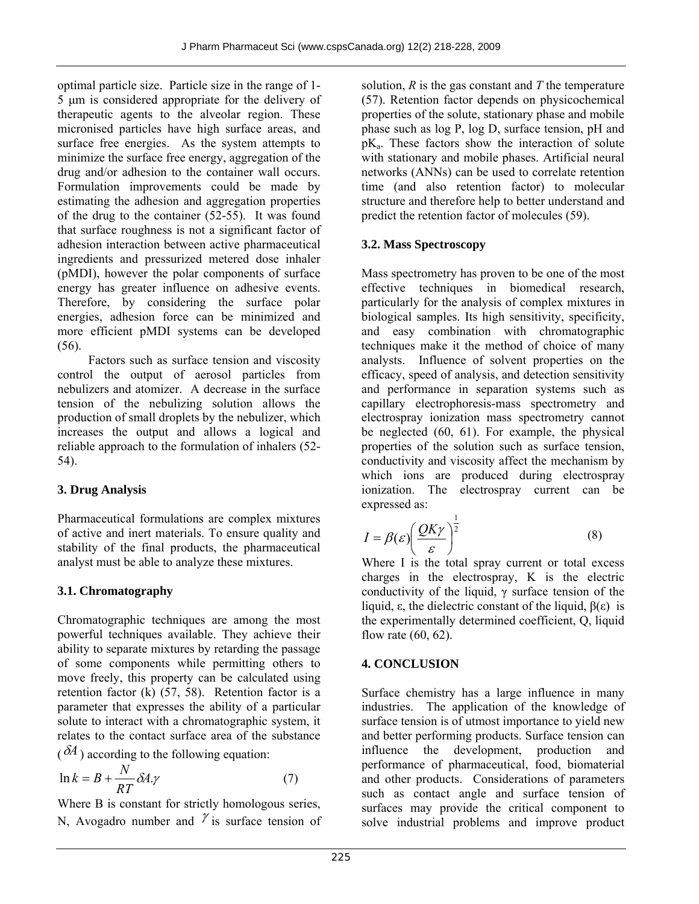optimal particle size. Particle size in the range of 1-5 μm is considered appropriate for the delivery of therapeutic agents to the alveolar region. These micronised particles have high surface areas, and surface free energies. As the system attempts to minimize the surface free energy, aggregation of the drug and/or adhesion to the container wall occurs. Formulation improvements could be made by estimating the adhesion and aggregation properties of the drug to the container (52-55). It was found that surface roughness is not a significant factor of adhesion interaction between active pharmaceutical ingredients and pressurized metered dose inhaler (pMDI), however the polar components of surface energy has greater influence on adhesive events. Therefore, by considering the surface polar energies, adhesion force can be minimized and more efficient pMDI systems can be developed (56).

Factors such as surface tension and viscosity control the output of aerosol particles from nebulizers and atomizer. A decrease in the surface tension of the nebulizing solution allows the production of small droplets by the nebulizer, which increases the output and allows a logical and reliable approach to the formulation of inhalers (52-54).

## 3. Drug Analysis

Pharmaceutical formulations are complex mixtures of active and inert materials. To ensure quality and stability of the final products, the pharmaceutical analyst must be able to analyze these mixtures.

### 3.1. Chromatography

Chromatographic techniques are among the most powerful techniques available. They achieve their ability to separate mixtures by retarding the passage of some components while permitting others to move freely, this property can be calculated using retention factor (k) (57, 58). Retention factor is a parameter that expresses the ability of a particular solute to interact with a chromatographic system, it relates to the contact surface area of the substance ($\delta A$) according to the following equation:

$$\ln k = B + \frac{N}{RT}\delta A.\gamma \qquad (7)$$

Where B is constant for strictly homologous series, N, Avogadro number and $\gamma$ is surface tension of solution, $R$ is the gas constant and $T$ the temperature (57). Retention factor depends on physicochemical properties of the solute, stationary phase and mobile phase such as log P, log D, surface tension, pH and $pK_a$. These factors show the interaction of solute with stationary and mobile phases. Artificial neural networks (ANNs) can be used to correlate retention time (and also retention factor) to molecular structure and therefore help to better understand and predict the retention factor of molecules (59).

### 3.2. Mass Spectroscopy

Mass spectrometry has proven to be one of the most effective techniques in biomedical research, particularly for the analysis of complex mixtures in biological samples. Its high sensitivity, specificity, and easy combination with chromatographic techniques make it the method of choice of many analysts. Influence of solvent properties on the efficacy, speed of analysis, and detection sensitivity and performance in separation systems such as capillary electrophoresis-mass spectrometry and electrospray ionization mass spectrometry cannot be neglected (60, 61). For example, the physical properties of the solution such as surface tension, conductivity and viscosity affect the mechanism by which ions are produced during electrospray ionization. The electrospray current can be expressed as:

$$I = \beta(\varepsilon)\left(\frac{QK\gamma}{\varepsilon}\right)^{\frac{1}{2}} \qquad (8)$$

Where I is the total spray current or total excess charges in the electrospray, K is the electric conductivity of the liquid, $\gamma$ surface tension of the liquid, $\varepsilon$, the dielectric constant of the liquid, $\beta(\varepsilon)$ is the experimentally determined coefficient, Q, liquid flow rate (60, 62).

## 4. CONCLUSION

Surface chemistry has a large influence in many industries. The application of the knowledge of surface tension is of utmost importance to yield new and better performing products. Surface tension can influence the development, production and performance of pharmaceutical, food, biomaterial and other products. Considerations of parameters such as contact angle and surface tension of surfaces may provide the critical component to solve industrial problems and improve product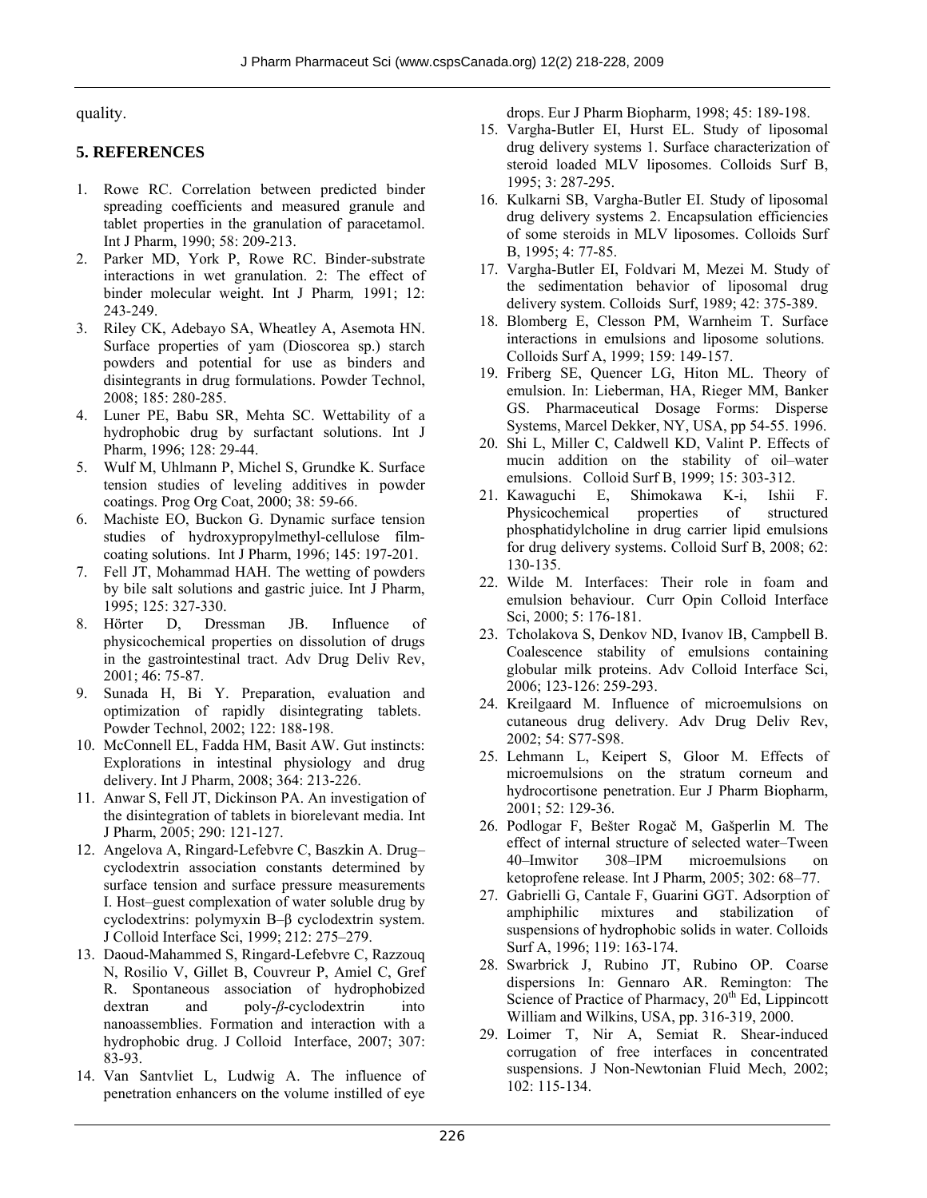quality.

## 5. REFERENCES

1. Rowe RC. Correlation between predicted binder spreading coefficients and measured granule and tablet properties in the granulation of paracetamol. Int J Pharm, 1990; 58: 209-213.
2. Parker MD, York P, Rowe RC. Binder-substrate interactions in wet granulation. 2: The effect of binder molecular weight. Int J Pharm*,* 1991; 12: 243-249.
3. Riley CK, Adebayo SA, Wheatley A, Asemota HN. Surface properties of yam (Dioscorea sp.) starch powders and potential for use as binders and disintegrants in drug formulations. Powder Technol, 2008; 185: 280-285.
4. Luner PE, Babu SR, Mehta SC. Wettability of a hydrophobic drug by surfactant solutions. Int J Pharm, 1996; 128: 29-44.
5. Wulf M, Uhlmann P, Michel S, Grundke K. Surface tension studies of leveling additives in powder coatings. Prog Org Coat, 2000; 38: 59-66.
6. Machiste EO, Buckon G. Dynamic surface tension studies of hydroxypropylmethyl-cellulose film-coating solutions. Int J Pharm, 1996; 145: 197-201.
7. Fell JT, Mohammad HAH. The wetting of powders by bile salt solutions and gastric juice. Int J Pharm, 1995; 125: 327-330.
8. Hörter D, Dressman JB. Influence of physicochemical properties on dissolution of drugs in the gastrointestinal tract. Adv Drug Deliv Rev, 2001; 46: 75-87.
9. Sunada H, Bi Y. Preparation, evaluation and optimization of rapidly disintegrating tablets. Powder Technol, 2002; 122: 188-198.
10. McConnell EL, Fadda HM, Basit AW. Gut instincts: Explorations in intestinal physiology and drug delivery. Int J Pharm, 2008; 364: 213-226.
11. Anwar S, Fell JT, Dickinson PA. An investigation of the disintegration of tablets in biorelevant media. Int J Pharm, 2005; 290: 121-127.
12. Angelova A, Ringard-Lefebvre C, Baszkin A. Drug–cyclodextrin association constants determined by surface tension and surface pressure measurements I. Host–guest complexation of water soluble drug by cyclodextrins: polymyxin B–β cyclodextrin system. J Colloid Interface Sci, 1999; 212: 275–279.
13. Daoud-Mahammed S, Ringard-Lefebvre C, Razzouq N, Rosilio V, Gillet B, Couvreur P, Amiel C, Gref R. Spontaneous association of hydrophobized dextran and poly-*β*-cyclodextrin into nanoassemblies. Formation and interaction with a hydrophobic drug. J Colloid Interface, 2007; 307: 83-93.
14. Van Santvliet L, Ludwig A. The influence of penetration enhancers on the volume instilled of eye drops. Eur J Pharm Biopharm, 1998; 45: 189-198.
15. Vargha-Butler EI, Hurst EL. Study of liposomal drug delivery systems 1. Surface characterization of steroid loaded MLV liposomes. Colloids Surf B, 1995; 3: 287-295.
16. Kulkarni SB, Vargha-Butler EI. Study of liposomal drug delivery systems 2. Encapsulation efficiencies of some steroids in MLV liposomes. Colloids Surf B, 1995; 4: 77-85.
17. Vargha-Butler EI, Foldvari M, Mezei M. Study of the sedimentation behavior of liposomal drug delivery system. Colloids Surf, 1989; 42: 375-389.
18. Blomberg E, Clesson PM, Warnheim T. Surface interactions in emulsions and liposome solutions. Colloids Surf A, 1999; 159: 149-157.
19. Friberg SE, Quencer LG, Hiton ML. Theory of emulsion. In: Lieberman, HA, Rieger MM, Banker GS. Pharmaceutical Dosage Forms: Disperse Systems, Marcel Dekker, NY, USA, pp 54-55. 1996.
20. Shi L, Miller C, Caldwell KD, Valint P. Effects of mucin addition on the stability of oil–water emulsions. Colloid Surf B, 1999; 15: 303-312.
21. Kawaguchi E, Shimokawa K-i, Ishii F. Physicochemical properties of structured phosphatidylcholine in drug carrier lipid emulsions for drug delivery systems. Colloid Surf B, 2008; 62: 130-135.
22. Wilde M. Interfaces: Their role in foam and emulsion behaviour. Curr Opin Colloid Interface Sci, 2000; 5: 176-181.
23. Tcholakova S, Denkov ND, Ivanov IB, Campbell B. Coalescence stability of emulsions containing globular milk proteins. Adv Colloid Interface Sci, 2006; 123-126: 259-293.
24. Kreilgaard M. Influence of microemulsions on cutaneous drug delivery. Adv Drug Deliv Rev, 2002; 54: S77-S98.
25. Lehmann L, Keipert S, Gloor M. Effects of microemulsions on the stratum corneum and hydrocortisone penetration. Eur J Pharm Biopharm, 2001; 52: 129-36.
26. Podlogar F, Bešter Rogač M, Gašperlin M*.* The effect of internal structure of selected water–Tween 40–Imwitor 308–IPM microemulsions on ketoprofene release. Int J Pharm, 2005; 302: 68–77.
27. Gabrielli G, Cantale F, Guarini GGT. Adsorption of amphiphilic mixtures and stabilization of suspensions of hydrophobic solids in water. Colloids Surf A, 1996; 119: 163-174.
28. Swarbrick J, Rubino JT, Rubino OP. Coarse dispersions In: Gennaro AR. Remington: The Science of Practice of Pharmacy, 20th Ed, Lippincott William and Wilkins, USA, pp. 316-319, 2000.
29. Loimer T, Nir A, Semiat R. Shear-induced corrugation of free interfaces in concentrated suspensions. J Non-Newtonian Fluid Mech, 2002; 102: 115-134.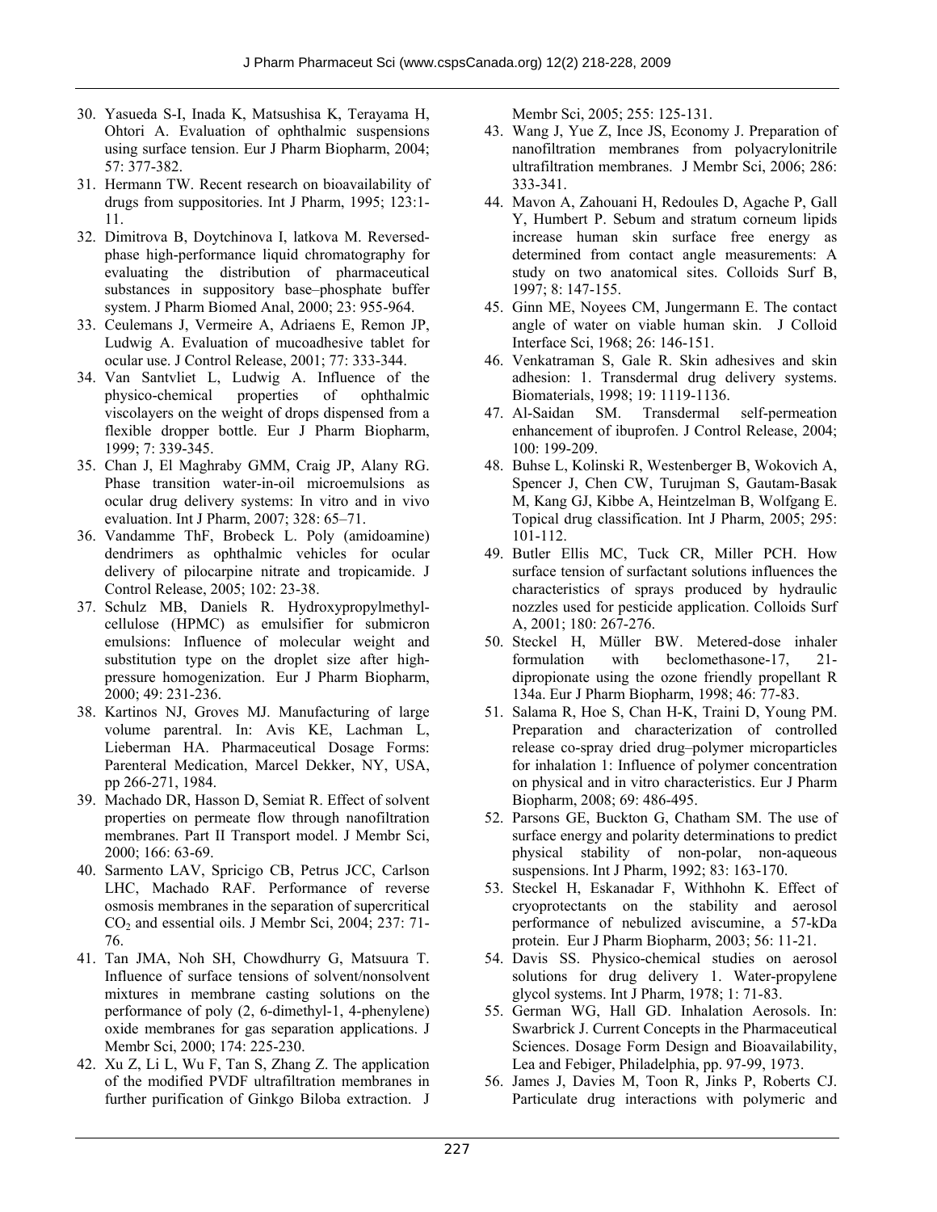30. Yasueda S-I, Inada K, Matsushisa K, Terayama H, Ohtori A. Evaluation of ophthalmic suspensions using surface tension. Eur J Pharm Biopharm, 2004; 57: 377-382.
31. Hermann TW. Recent research on bioavailability of drugs from suppositories. Int J Pharm, 1995; 123:1-11.
32. Dimitrova B, Doytchinova I, latkova M. Reversed-phase high-performance liquid chromatography for evaluating the distribution of pharmaceutical substances in suppository base–phosphate buffer system. J Pharm Biomed Anal, 2000; 23: 955-964.
33. Ceulemans J, Vermeire A, Adriaens E, Remon JP, Ludwig A. Evaluation of mucoadhesive tablet for ocular use. J Control Release, 2001; 77: 333-344.
34. Van Santvliet L, Ludwig A. Influence of the physico-chemical properties of ophthalmic viscolayers on the weight of drops dispensed from a flexible dropper bottle. Eur J Pharm Biopharm, 1999; 7: 339-345.
35. Chan J, El Maghraby GMM, Craig JP, Alany RG. Phase transition water-in-oil microemulsions as ocular drug delivery systems: In vitro and in vivo evaluation. Int J Pharm, 2007; 328: 65–71.
36. Vandamme ThF, Brobeck L. Poly (amidoamine) dendrimers as ophthalmic vehicles for ocular delivery of pilocarpine nitrate and tropicamide. J Control Release, 2005; 102: 23-38.
37. Schulz MB, Daniels R. Hydroxypropylmethyl-cellulose (HPMC) as emulsifier for submicron emulsions: Influence of molecular weight and substitution type on the droplet size after high-pressure homogenization. Eur J Pharm Biopharm, 2000; 49: 231-236.
38. Kartinos NJ, Groves MJ. Manufacturing of large volume parentral. In: Avis KE, Lachman L, Lieberman HA. Pharmaceutical Dosage Forms: Parenteral Medication, Marcel Dekker, NY, USA, pp 266-271, 1984.
39. Machado DR, Hasson D, Semiat R. Effect of solvent properties on permeate flow through nanofiltration membranes. Part II Transport model. J Membr Sci, 2000; 166: 63-69.
40. Sarmento LAV, Spricigo CB, Petrus JCC, Carlson LHC, Machado RAF. Performance of reverse osmosis membranes in the separation of supercritical $CO_2$ and essential oils. J Membr Sci, 2004; 237: 71-76.
41. Tan JMA, Noh SH, Chowdhurry G, Matsuura T. Influence of surface tensions of solvent/nonsolvent mixtures in membrane casting solutions on the performance of poly (2, 6-dimethyl-1, 4-phenylene) oxide membranes for gas separation applications. J Membr Sci, 2000; 174: 225-230.
42. Xu Z, Li L, Wu F, Tan S, Zhang Z. The application of the modified PVDF ultrafiltration membranes in further purification of Ginkgo Biloba extraction. J Membr Sci, 2005; 255: 125-131.
43. Wang J, Yue Z, Ince JS, Economy J. Preparation of nanofiltration membranes from polyacrylonitrile ultrafiltration membranes. J Membr Sci, 2006; 286: 333-341.
44. Mavon A, Zahouani H, Redoules D, Agache P, Gall Y, Humbert P. Sebum and stratum corneum lipids increase human skin surface free energy as determined from contact angle measurements: A study on two anatomical sites. Colloids Surf B, 1997; 8: 147-155.
45. Ginn ME, Noyees CM, Jungermann E. The contact angle of water on viable human skin. J Colloid Interface Sci, 1968; 26: 146-151.
46. Venkatraman S, Gale R. Skin adhesives and skin adhesion: 1. Transdermal drug delivery systems. Biomaterials, 1998; 19: 1119-1136.
47. Al-Saidan SM. Transdermal self-permeation enhancement of ibuprofen. J Control Release, 2004; 100: 199-209.
48. Buhse L, Kolinski R, Westenberger B, Wokovich A, Spencer J, Chen CW, Turujman S, Gautam-Basak M, Kang GJ, Kibbe A, Heintzelman B, Wolfgang E. Topical drug classification. Int J Pharm, 2005; 295: 101-112.
49. Butler Ellis MC, Tuck CR, Miller PCH. How surface tension of surfactant solutions influences the characteristics of sprays produced by hydraulic nozzles used for pesticide application. Colloids Surf A, 2001; 180: 267-276.
50. Steckel H, Müller BW. Metered-dose inhaler formulation with beclomethasone-17, 21-dipropionate using the ozone friendly propellant R 134a. Eur J Pharm Biopharm, 1998; 46: 77-83.
51. Salama R, Hoe S, Chan H-K, Traini D, Young PM. Preparation and characterization of controlled release co-spray dried drug–polymer microparticles for inhalation 1: Influence of polymer concentration on physical and in vitro characteristics. Eur J Pharm Biopharm, 2008; 69: 486-495.
52. Parsons GE, Buckton G, Chatham SM. The use of surface energy and polarity determinations to predict physical stability of non-polar, non-aqueous suspensions. Int J Pharm, 1992; 83: 163-170.
53. Steckel H, Eskanadar F, Withhohn K. Effect of cryoprotectants on the stability and aerosol performance of nebulized aviscumine, a 57-kDa protein. Eur J Pharm Biopharm, 2003; 56: 11-21.
54. Davis SS. Physico-chemical studies on aerosol solutions for drug delivery 1. Water-propylene glycol systems. Int J Pharm, 1978; 1: 71-83.
55. German WG, Hall GD. Inhalation Aerosols. In: Swarbrick J. Current Concepts in the Pharmaceutical Sciences. Dosage Form Design and Bioavailability, Lea and Febiger, Philadelphia, pp. 97-99, 1973.
56. James J, Davies M, Toon R, Jinks P, Roberts CJ. Particulate drug interactions with polymeric and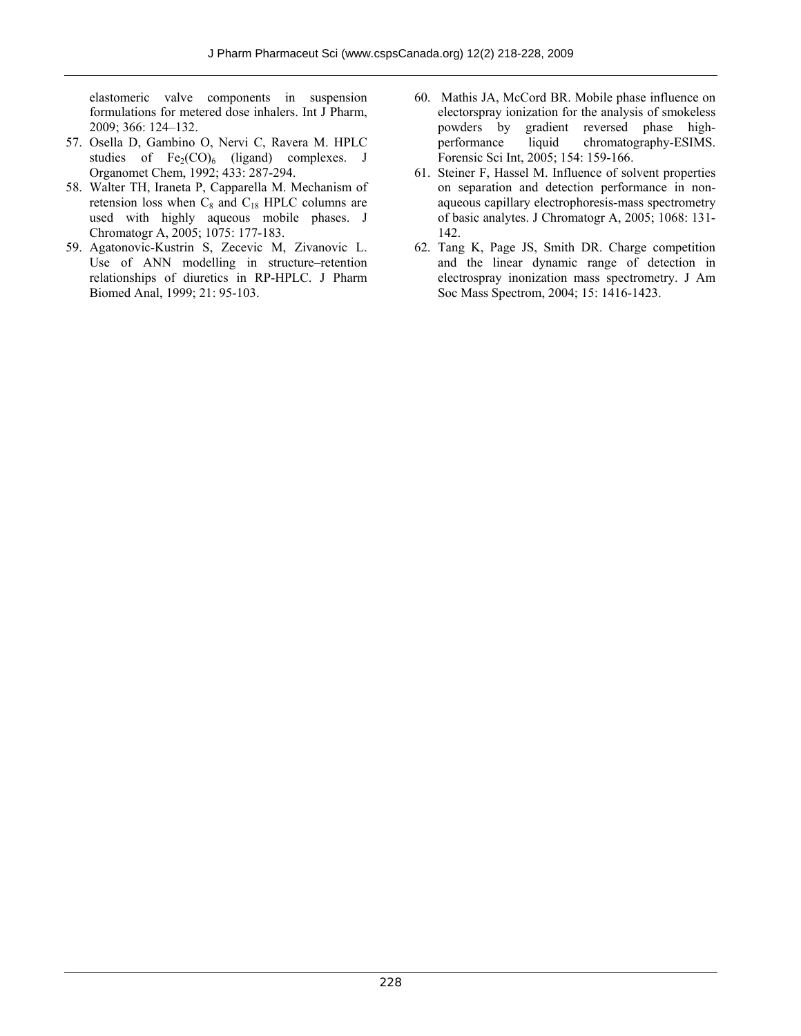elastomeric valve components in suspension formulations for metered dose inhalers. Int J Pharm, 2009; 366: 124–132.

57. Osella D, Gambino O, Nervi C, Ravera M. HPLC studies of $Fe_2(CO)_6$ (ligand) complexes. J Organomet Chem, 1992; 433: 287-294.
58. Walter TH, Iraneta P, Capparella M. Mechanism of retension loss when $C_8$ and $C_{18}$ HPLC columns are used with highly aqueous mobile phases. J Chromatogr A, 2005; 1075: 177-183.
59. Agatonovic-Kustrin S, Zecevic M, Zivanovic L. Use of ANN modelling in structure–retention relationships of diuretics in RP-HPLC. J Pharm Biomed Anal, 1999; 21: 95-103.
60. Mathis JA, McCord BR. Mobile phase influence on electorspray ionization for the analysis of smokeless powders by gradient reversed phase high-performance liquid chromatography-ESIMS. Forensic Sci Int, 2005; 154: 159-166.
61. Steiner F, Hassel M. Influence of solvent properties on separation and detection performance in non-aqueous capillary electrophoresis-mass spectrometry of basic analytes. J Chromatogr A, 2005; 1068: 131-142.
62. Tang K, Page JS, Smith DR. Charge competition and the linear dynamic range of detection in electrospray inonization mass spectrometry. J Am Soc Mass Spectrom, 2004; 15: 1416-1423.